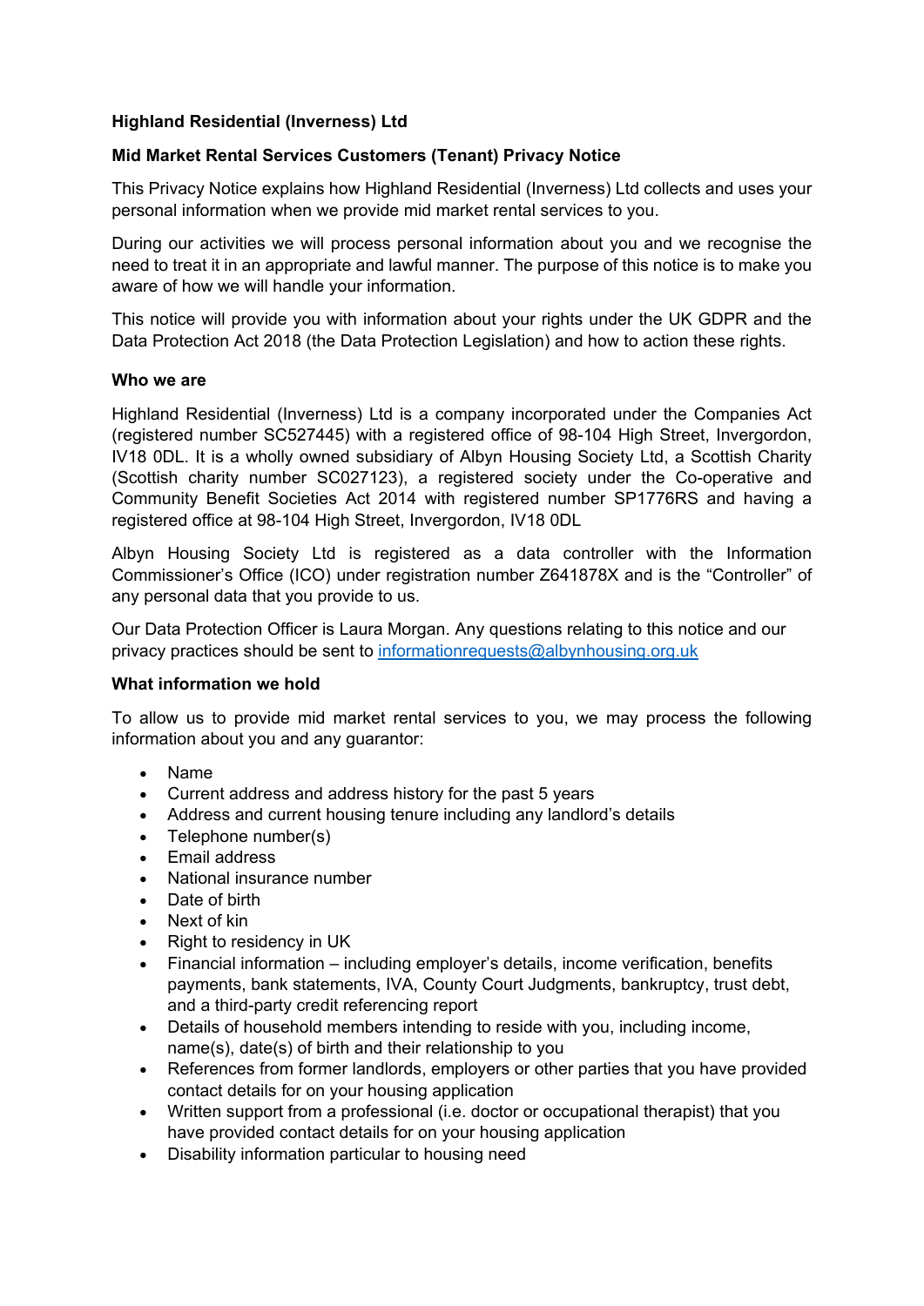**Highland Residential (Inverness) Ltd**

**Mid Market Rental Services Customers (Tenant) Privacy Notice**

This Privacy Notice explains how Highland Residential (Inverness) Ltd collects and uses your personal information when we provide mid market rental services to you.

During our activities we will process personal information about you and we recognise the need to treat it in an appropriate and lawful manner. The purpose of this notice is to make you aware of how we will handle your information.

This notice will provide you with information about your rights under the UK GDPR and the Data Protection Act 2018 (the Data Protection Legislation) and how to action these rights.

**Who we are**

Highland Residential (Inverness) Ltd is a company incorporated under the Companies Act (registered number SC527445) with a registered office of 98-104 High Street, Invergordon, IV18 0DL. It is a wholly owned subsidiary of Albyn Housing Society Ltd, a Scottish Charity (Scottish charity number SC027123), a registered society under the Co-operative and Community Benefit Societies Act 2014 with registered number SP1776RS and having a registered office at 98-104 High Street, Invergordon, IV18 0DL

Albyn Housing Society Ltd is registered as a data controller with the Information Commissioner's Office (ICO) under registration number Z641878X and is the "Controller" of any personal data that you provide to us.

Our Data Protection Officer is Laura Morgan. Any questions relating to this notice and our privacy practices should be sent to informationrequests@albynhousing.org.uk

**What information we hold**

To allow us to provide mid market rental services to you, we may process the following information about you and any guarantor:

- Name
- Current address and address history for the past 5 years
- Address and current housing tenure including any landlord's details
- Telephone number(s)
- Email address
- National insurance number
- Date of birth
- Next of kin
- Right to residency in UK
- Financial information – including employer's details, income verification, benefits payments, bank statements, IVA, County Court Judgments, bankruptcy, trust debt, and a third-party credit referencing report
- Details of household members intending to reside with you, including income, name(s), date(s) of birth and their relationship to you
- References from former landlords, employers or other parties that you have provided contact details for on your housing application
- Written support from a professional (i.e. doctor or occupational therapist) that you have provided contact details for on your housing application
- Disability information particular to housing need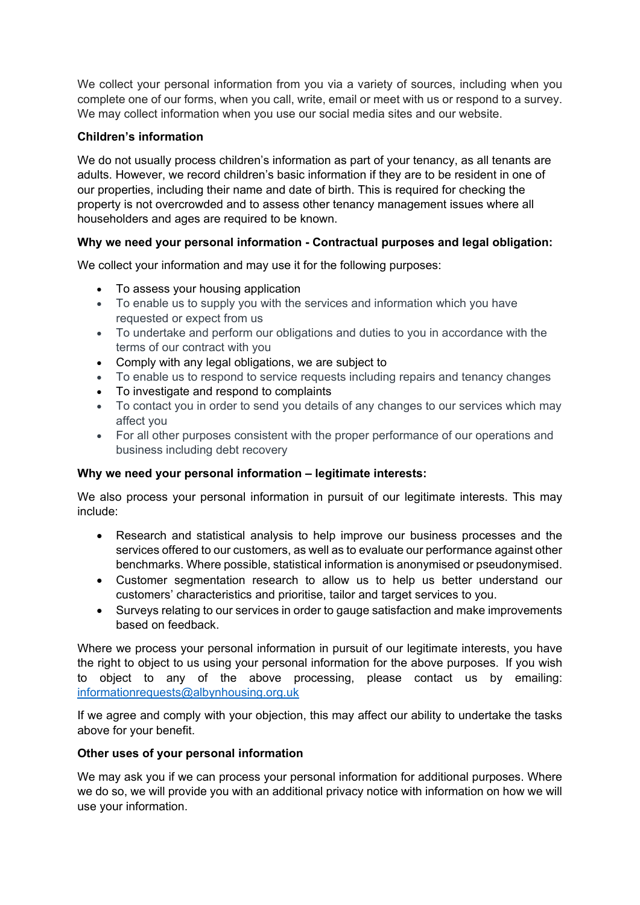We collect your personal information from you via a variety of sources, including when you complete one of our forms, when you call, write, email or meet with us or respond to a survey. We may collect information when you use our social media sites and our website.

**Children's information**

We do not usually process children's information as part of your tenancy, as all tenants are adults. However, we record children's basic information if they are to be resident in one of our properties, including their name and date of birth. This is required for checking the property is not overcrowded and to assess other tenancy management issues where all householders and ages are required to be known.

**Why we need your personal information - Contractual purposes and legal obligation:**

We collect your information and may use it for the following purposes:

- To assess your housing application
- To enable us to supply you with the services and information which you have requested or expect from us
- To undertake and perform our obligations and duties to you in accordance with the terms of our contract with you
- Comply with any legal obligations, we are subject to
- To enable us to respond to service requests including repairs and tenancy changes
- To investigate and respond to complaints
- To contact you in order to send you details of any changes to our services which may affect you
- For all other purposes consistent with the proper performance of our operations and business including debt recovery

**Why we need your personal information – legitimate interests:**

We also process your personal information in pursuit of our legitimate interests. This may include:

- Research and statistical analysis to help improve our business processes and the services offered to our customers, as well as to evaluate our performance against other benchmarks. Where possible, statistical information is anonymised or pseudonymised.
- Customer segmentation research to allow us to help us better understand our customers' characteristics and prioritise, tailor and target services to you.
- Surveys relating to our services in order to gauge satisfaction and make improvements based on feedback.

Where we process your personal information in pursuit of our legitimate interests, you have the right to object to us using your personal information for the above purposes. If you wish to object to any of the above processing, please contact us by emailing: informationrequests@albynhousing.org.uk

If we agree and comply with your objection, this may affect our ability to undertake the tasks above for your benefit.

**Other uses of your personal information**

We may ask you if we can process your personal information for additional purposes. Where we do so, we will provide you with an additional privacy notice with information on how we will use your information.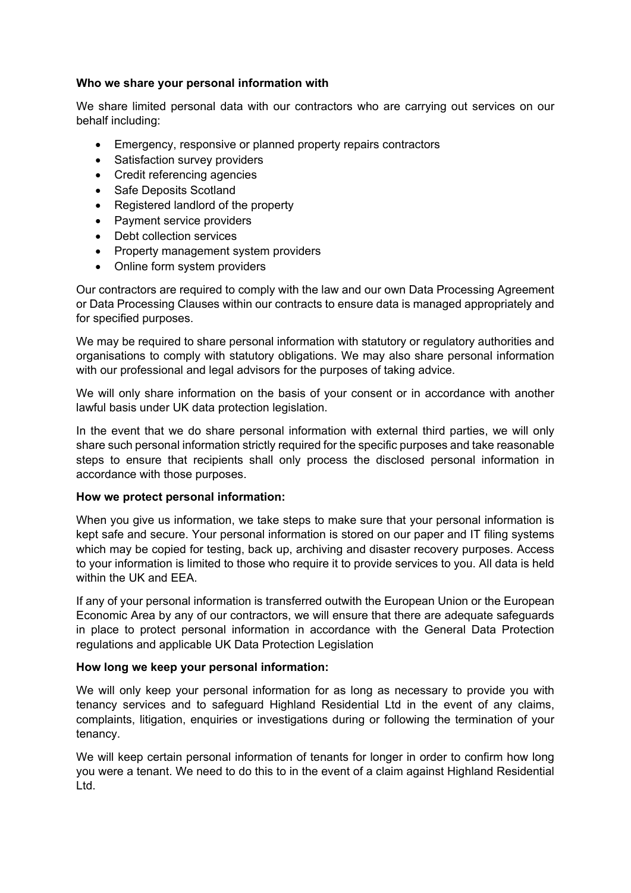**Who we share your personal information with**

We share limited personal data with our contractors who are carrying out services on our behalf including:

- Emergency, responsive or planned property repairs contractors
- Satisfaction survey providers
- Credit referencing agencies
- Safe Deposits Scotland
- Registered landlord of the property
- Payment service providers
- Debt collection services
- Property management system providers
- Online form system providers

Our contractors are required to comply with the law and our own Data Processing Agreement or Data Processing Clauses within our contracts to ensure data is managed appropriately and for specified purposes.

We may be required to share personal information with statutory or regulatory authorities and organisations to comply with statutory obligations. We may also share personal information with our professional and legal advisors for the purposes of taking advice.

We will only share information on the basis of your consent or in accordance with another lawful basis under UK data protection legislation.

In the event that we do share personal information with external third parties, we will only share such personal information strictly required for the specific purposes and take reasonable steps to ensure that recipients shall only process the disclosed personal information in accordance with those purposes.

**How we protect personal information:**

When you give us information, we take steps to make sure that your personal information is kept safe and secure. Your personal information is stored on our paper and IT filing systems which may be copied for testing, back up, archiving and disaster recovery purposes. Access to your information is limited to those who require it to provide services to you. All data is held within the UK and EEA.

If any of your personal information is transferred outwith the European Union or the European Economic Area by any of our contractors, we will ensure that there are adequate safeguards in place to protect personal information in accordance with the General Data Protection regulations and applicable UK Data Protection Legislation

**How long we keep your personal information:**

We will only keep your personal information for as long as necessary to provide you with tenancy services and to safeguard Highland Residential Ltd in the event of any claims, complaints, litigation, enquiries or investigations during or following the termination of your tenancy.

We will keep certain personal information of tenants for longer in order to confirm how long you were a tenant. We need to do this to in the event of a claim against Highland Residential Ltd.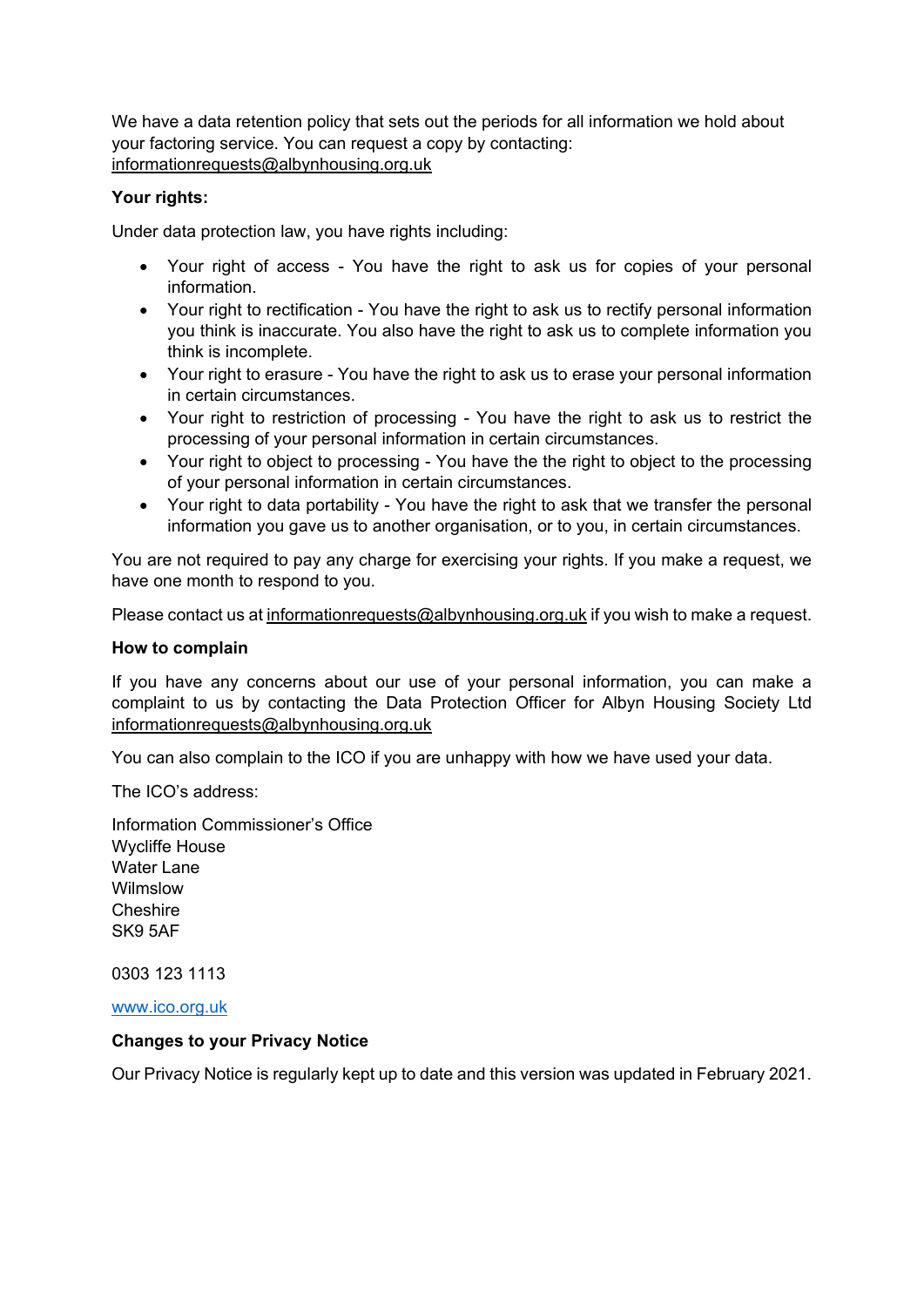We have a data retention policy that sets out the periods for all information we hold about your factoring service. You can request a copy by contacting: informationrequests@albynhousing.org.uk

**Your rights:**

Under data protection law, you have rights including:

- Your right of access - You have the right to ask us for copies of your personal information.
- Your right to rectification - You have the right to ask us to rectify personal information you think is inaccurate. You also have the right to ask us to complete information you think is incomplete.
- Your right to erasure - You have the right to ask us to erase your personal information in certain circumstances.
- Your right to restriction of processing - You have the right to ask us to restrict the processing of your personal information in certain circumstances.
- Your right to object to processing - You have the the right to object to the processing of your personal information in certain circumstances.
- Your right to data portability - You have the right to ask that we transfer the personal information you gave us to another organisation, or to you, in certain circumstances.

You are not required to pay any charge for exercising your rights. If you make a request, we have one month to respond to you.

Please contact us at informationrequests@albynhousing.org.uk if you wish to make a request.

**How to complain**

If you have any concerns about our use of your personal information, you can make a complaint to us by contacting the Data Protection Officer for Albyn Housing Society Ltd informationrequests@albynhousing.org.uk

You can also complain to the ICO if you are unhappy with how we have used your data.

The ICO's address:

Information Commissioner's Office
Wycliffe House
Water Lane
Wilmslow
Cheshire
SK9 5AF

0303 123 1113

www.ico.org.uk

**Changes to your Privacy Notice**

Our Privacy Notice is regularly kept up to date and this version was updated in February 2021.